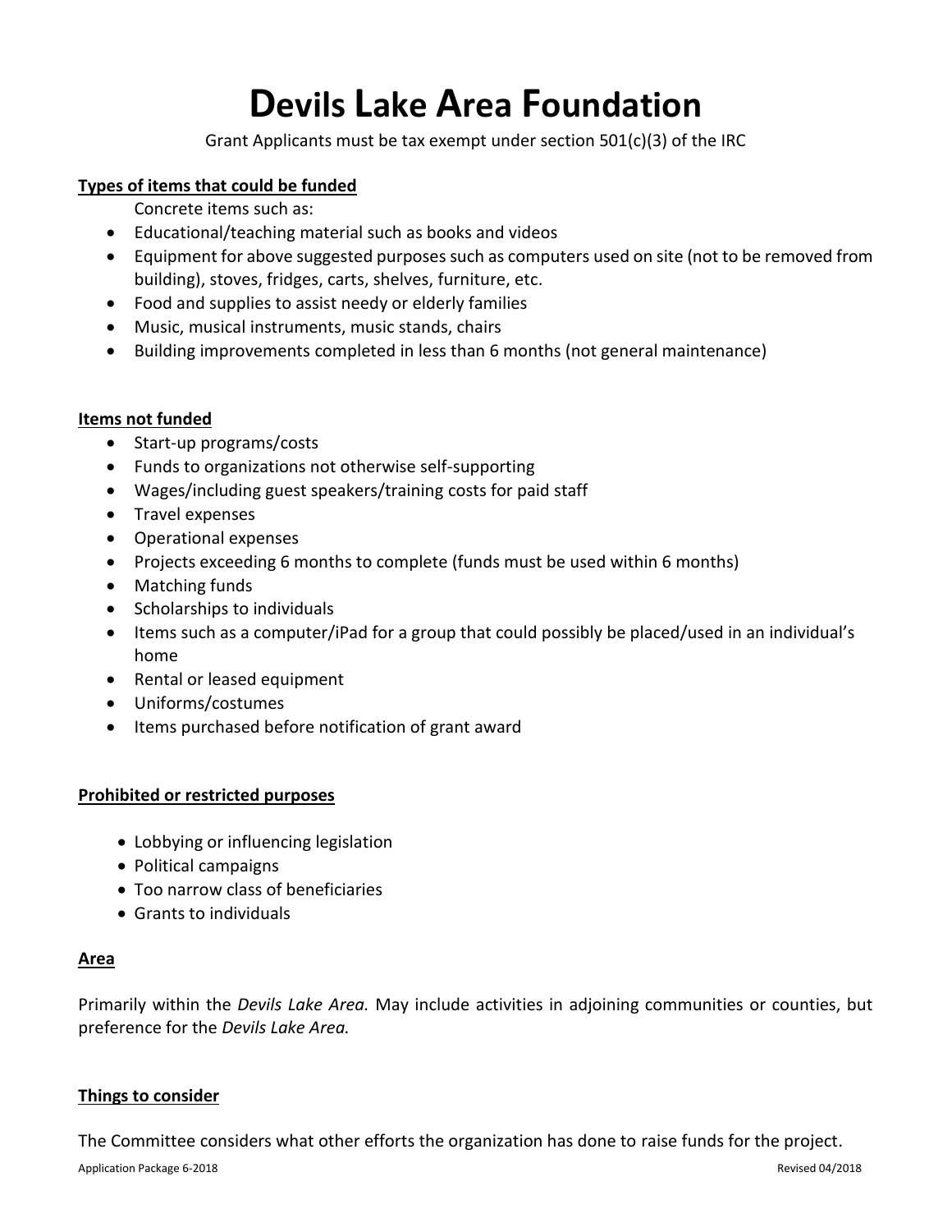# Devils Lake Area Foundation

Grant Applicants must be tax exempt under section 501(c)(3) of the IRC

**Types of items that could be funded**

Concrete items such as:

- Educational/teaching material such as books and videos
- Equipment for above suggested purposes such as computers used on site (not to be removed from building), stoves, fridges, carts, shelves, furniture, etc.
- Food and supplies to assist needy or elderly families
- Music, musical instruments, music stands, chairs
- Building improvements completed in less than 6 months (not general maintenance)

**Items not funded**

- Start-up programs/costs
- Funds to organizations not otherwise self-supporting
- Wages/including guest speakers/training costs for paid staff
- Travel expenses
- Operational expenses
- Projects exceeding 6 months to complete (funds must be used within 6 months)
- Matching funds
- Scholarships to individuals
- Items such as a computer/iPad for a group that could possibly be placed/used in an individual's home
- Rental or leased equipment
- Uniforms/costumes
- Items purchased before notification of grant award

**Prohibited or restricted purposes**

- Lobbying or influencing legislation
- Political campaigns
- Too narrow class of beneficiaries
- Grants to individuals

**Area**

Primarily within the *Devils Lake Area.* May include activities in adjoining communities or counties, but preference for the *Devils Lake Area.*

**Things to consider**

The Committee considers what other efforts the organization has done to raise funds for the project.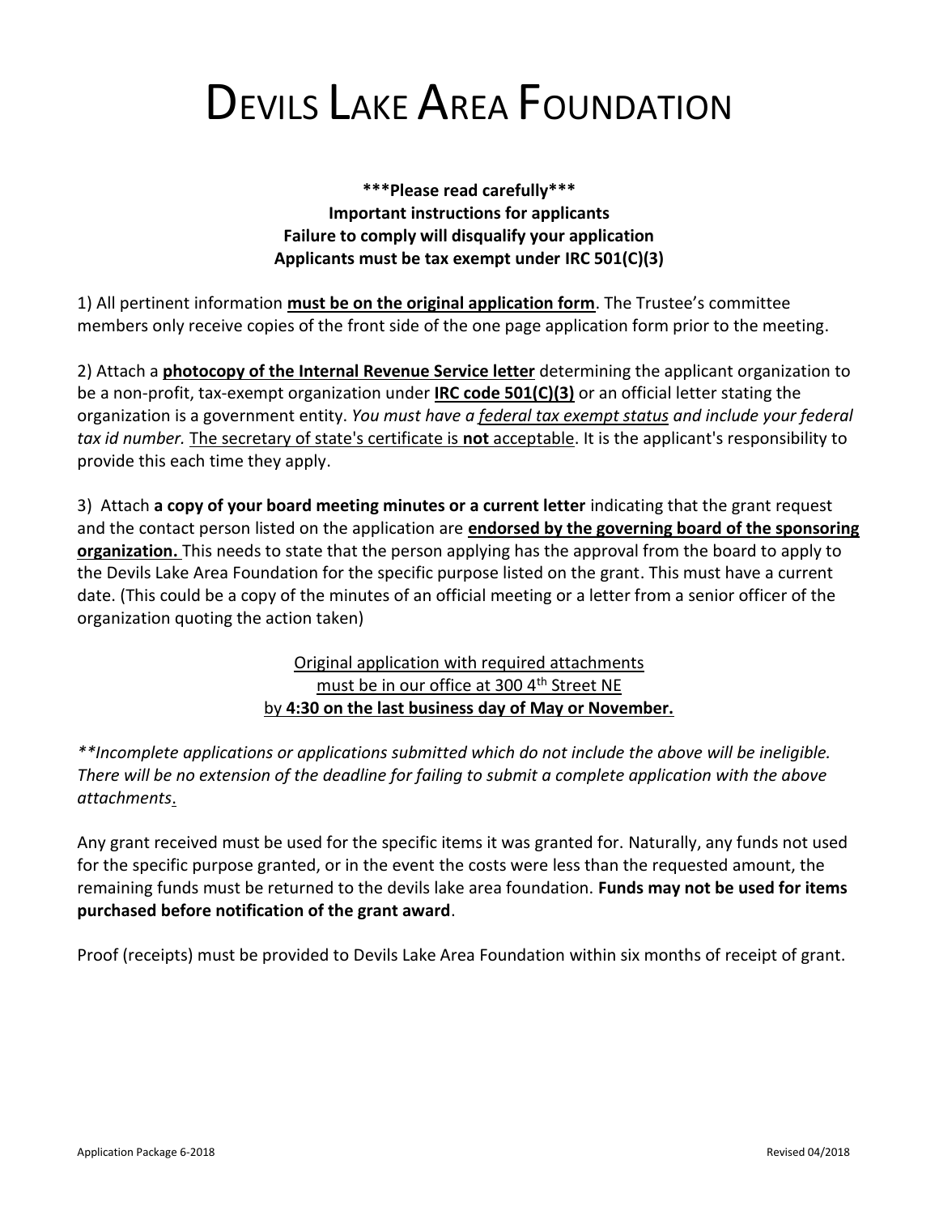# DEVILS LAKE AREA FOUNDATION

**\*\*\*Please read carefully\*\*\***
**Important instructions for applicants**
**Failure to comply will disqualify your application**
**Applicants must be tax exempt under IRC 501(C)(3)**

1) All pertinent information **<u>must be on the original application form</u>**. The Trustee's committee members only receive copies of the front side of the one page application form prior to the meeting.

2) Attach a **<u>photocopy of the Internal Revenue Service letter</u>** determining the applicant organization to be a non-profit, tax-exempt organization under **<u>IRC code 501(C)(3)</u>** or an official letter stating the organization is a government entity. *You must have a <u>federal tax exempt status</u> and include your federal tax id number.* <u>The secretary of state's certificate is **not** acceptable</u>. It is the applicant's responsibility to provide this each time they apply.

3) Attach **a copy of your board meeting minutes or a current letter** indicating that the grant request and the contact person listed on the application are **<u>endorsed by the governing board of the sponsoring organization.</u>** This needs to state that the person applying has the approval from the board to apply to the Devils Lake Area Foundation for the specific purpose listed on the grant. This must have a current date. (This could be a copy of the minutes of an official meeting or a letter from a senior officer of the organization quoting the action taken)

<u>Original application with required attachments</u>
<u>must be in our office at 300 4th Street NE</u>
<u>by **4:30 on the last business day of May or November.**</u>

*\*\*Incomplete applications or applications submitted which do not include the above will be ineligible. There will be no extension of the deadline for failing to submit a complete application with the above attachments*.

Any grant received must be used for the specific items it was granted for. Naturally, any funds not used for the specific purpose granted, or in the event the costs were less than the requested amount, the remaining funds must be returned to the devils lake area foundation. **Funds may not be used for items purchased before notification of the grant award**.

Proof (receipts) must be provided to Devils Lake Area Foundation within six months of receipt of grant.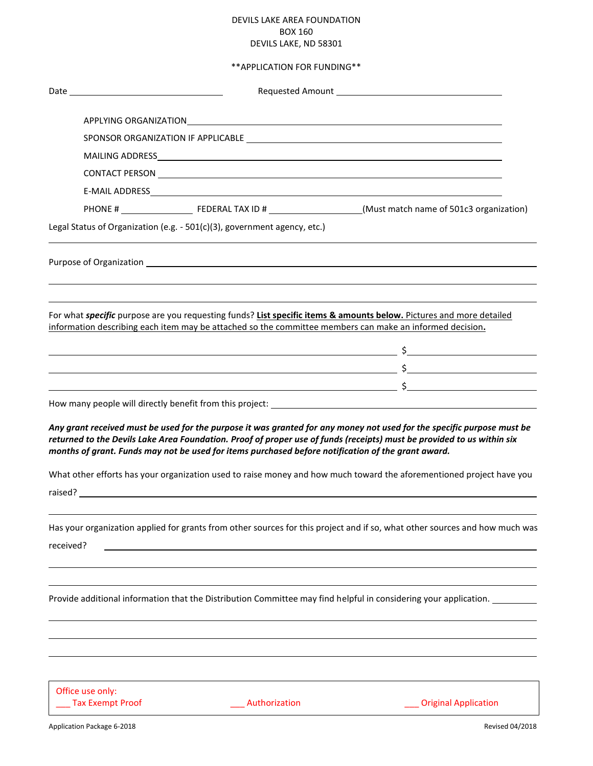DEVILS LAKE AREA FOUNDATION
BOX 160
DEVILS LAKE, ND 58301

**APPLICATION FOR FUNDING**

Date ______________________________ Requested Amount ______________________________

APPLYING ORGANIZATION ______________________________

SPONSOR ORGANIZATION IF APPLICABLE ______________________________

MAILING ADDRESS ______________________________

CONTACT PERSON ______________________________

E-MAIL ADDRESS ______________________________

PHONE # ______________ FEDERAL TAX ID # ______________ (Must match name of 501c3 organization)

Legal Status of Organization (e.g. - 501(c)(3), government agency, etc.)

______________________________

Purpose of Organization ______________________________

______________________________

______________________________

For what ***specific*** purpose are you requesting funds? **List specific items & amounts below.** Pictures and more detailed information describing each item may be attached so the committee members can make an informed decision**.**

______________________________ $______________

______________________________ $______________

______________________________ $______________

How many people will directly benefit from this project: ______________________________

***Any grant received must be used for the purpose it was granted for any money not used for the specific purpose must be returned to the Devils Lake Area Foundation. Proof of proper use of funds (receipts) must be provided to us within six months of grant. Funds may not be used for items purchased before notification of the grant award.***

What other efforts has your organization used to raise money and how much toward the aforementioned project have you raised? ______________________________

______________________________

Has your organization applied for grants from other sources for this project and if so, what other sources and how much was received? ______________________________

______________________________

______________________________

Provide additional information that the Distribution Committee may find helpful in considering your application. ______________

______________________________

______________________________

______________________________

Office use only:
___ Tax Exempt Proof ___ Authorization ___ Original Application

Application Package 6-2018 Revised 04/2018